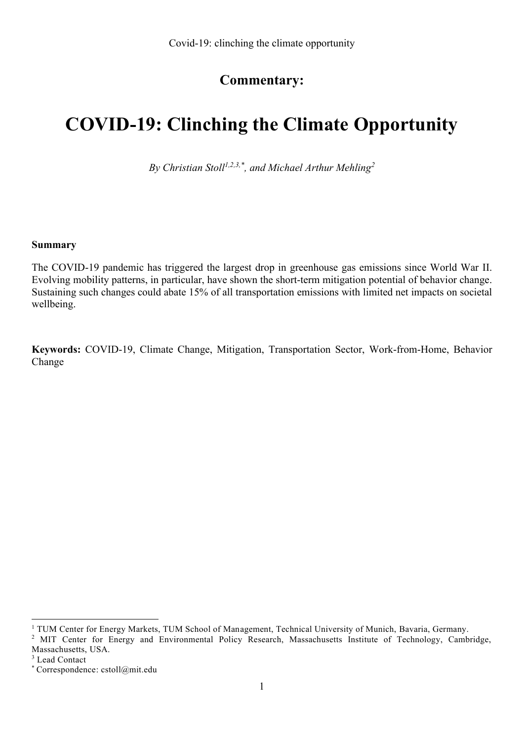**Commentary:**

# COVID-19: Clinching the Climate Opportunity

*By Christian Stoll[1,2,3,*], and Michael Arthur Mehling[2]*

**Summary**

The COVID-19 pandemic has triggered the largest drop in greenhouse gas emissions since World War II. Evolving mobility patterns, in particular, have shown the short-term mitigation potential of behavior change. Sustaining such changes could abate 15% of all transportation emissions with limited net impacts on societal wellbeing.

**Keywords:** COVID-19, Climate Change, Mitigation, Transportation Sector, Work-from-Home, Behavior Change

---

[1] TUM Center for Energy Markets, TUM School of Management, Technical University of Munich, Bavaria, Germany.

[2] MIT Center for Energy and Environmental Policy Research, Massachusetts Institute of Technology, Cambridge, Massachusetts, USA.

[3] Lead Contact

[*] Correspondence: cstoll@mit.edu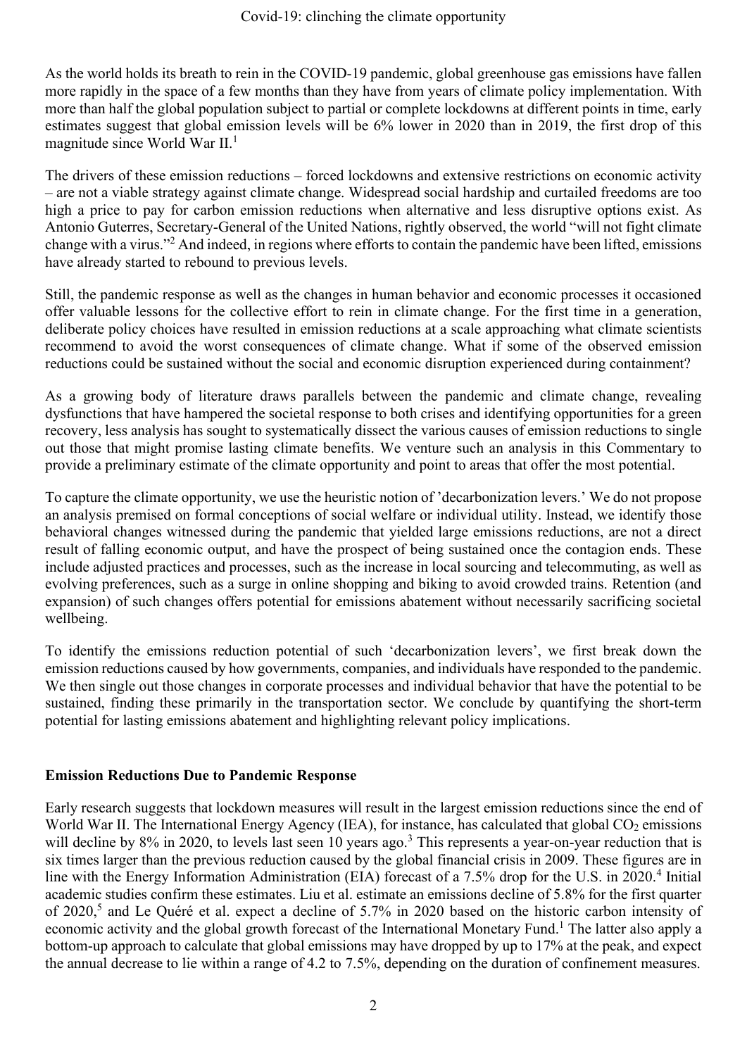As the world holds its breath to rein in the COVID-19 pandemic, global greenhouse gas emissions have fallen more rapidly in the space of a few months than they have from years of climate policy implementation. With more than half the global population subject to partial or complete lockdowns at different points in time, early estimates suggest that global emission levels will be 6% lower in 2020 than in 2019, the first drop of this magnitude since World War II.[1]

The drivers of these emission reductions – forced lockdowns and extensive restrictions on economic activity – are not a viable strategy against climate change. Widespread social hardship and curtailed freedoms are too high a price to pay for carbon emission reductions when alternative and less disruptive options exist. As Antonio Guterres, Secretary-General of the United Nations, rightly observed, the world "will not fight climate change with a virus."[2] And indeed, in regions where efforts to contain the pandemic have been lifted, emissions have already started to rebound to previous levels.

Still, the pandemic response as well as the changes in human behavior and economic processes it occasioned offer valuable lessons for the collective effort to rein in climate change. For the first time in a generation, deliberate policy choices have resulted in emission reductions at a scale approaching what climate scientists recommend to avoid the worst consequences of climate change. What if some of the observed emission reductions could be sustained without the social and economic disruption experienced during containment?

As a growing body of literature draws parallels between the pandemic and climate change, revealing dysfunctions that have hampered the societal response to both crises and identifying opportunities for a green recovery, less analysis has sought to systematically dissect the various causes of emission reductions to single out those that might promise lasting climate benefits. We venture such an analysis in this Commentary to provide a preliminary estimate of the climate opportunity and point to areas that offer the most potential.

To capture the climate opportunity, we use the heuristic notion of 'decarbonization levers.' We do not propose an analysis premised on formal conceptions of social welfare or individual utility. Instead, we identify those behavioral changes witnessed during the pandemic that yielded large emissions reductions, are not a direct result of falling economic output, and have the prospect of being sustained once the contagion ends. These include adjusted practices and processes, such as the increase in local sourcing and telecommuting, as well as evolving preferences, such as a surge in online shopping and biking to avoid crowded trains. Retention (and expansion) of such changes offers potential for emissions abatement without necessarily sacrificing societal wellbeing.

To identify the emissions reduction potential of such 'decarbonization levers', we first break down the emission reductions caused by how governments, companies, and individuals have responded to the pandemic. We then single out those changes in corporate processes and individual behavior that have the potential to be sustained, finding these primarily in the transportation sector. We conclude by quantifying the short-term potential for lasting emissions abatement and highlighting relevant policy implications.

## Emission Reductions Due to Pandemic Response

Early research suggests that lockdown measures will result in the largest emission reductions since the end of World War II. The International Energy Agency (IEA), for instance, has calculated that global $CO_2$ emissions will decline by 8% in 2020, to levels last seen 10 years ago.[3] This represents a year-on-year reduction that is six times larger than the previous reduction caused by the global financial crisis in 2009. These figures are in line with the Energy Information Administration (EIA) forecast of a 7.5% drop for the U.S. in 2020.[4] Initial academic studies confirm these estimates. Liu et al. estimate an emissions decline of 5.8% for the first quarter of 2020,[5] and Le Quéré et al. expect a decline of 5.7% in 2020 based on the historic carbon intensity of economic activity and the global growth forecast of the International Monetary Fund.[1] The latter also apply a bottom-up approach to calculate that global emissions may have dropped by up to 17% at the peak, and expect the annual decrease to lie within a range of 4.2 to 7.5%, depending on the duration of confinement measures.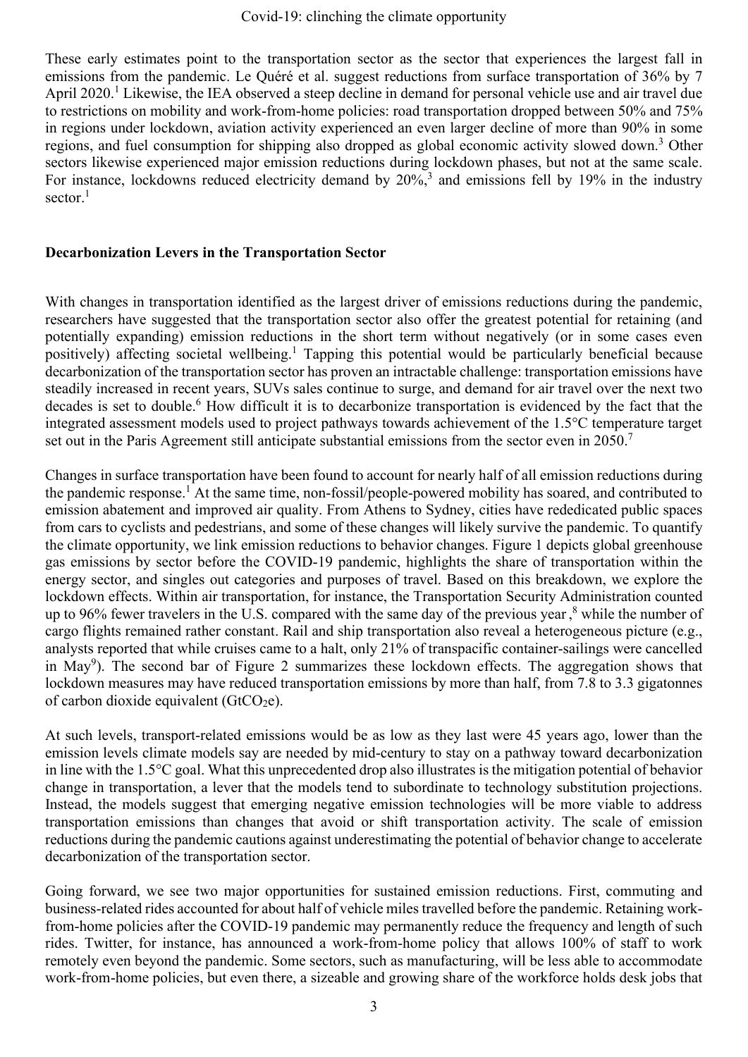These early estimates point to the transportation sector as the sector that experiences the largest fall in emissions from the pandemic. Le Quéré et al. suggest reductions from surface transportation of 36% by 7 April 2020.[1] Likewise, the IEA observed a steep decline in demand for personal vehicle use and air travel due to restrictions on mobility and work-from-home policies: road transportation dropped between 50% and 75% in regions under lockdown, aviation activity experienced an even larger decline of more than 90% in some regions, and fuel consumption for shipping also dropped as global economic activity slowed down.[3] Other sectors likewise experienced major emission reductions during lockdown phases, but not at the same scale. For instance, lockdowns reduced electricity demand by 20%,[3] and emissions fell by 19% in the industry sector.[1]

## Decarbonization Levers in the Transportation Sector

With changes in transportation identified as the largest driver of emissions reductions during the pandemic, researchers have suggested that the transportation sector also offer the greatest potential for retaining (and potentially expanding) emission reductions in the short term without negatively (or in some cases even positively) affecting societal wellbeing.[1] Tapping this potential would be particularly beneficial because decarbonization of the transportation sector has proven an intractable challenge: transportation emissions have steadily increased in recent years, SUVs sales continue to surge, and demand for air travel over the next two decades is set to double.[6] How difficult it is to decarbonize transportation is evidenced by the fact that the integrated assessment models used to project pathways towards achievement of the 1.5°C temperature target set out in the Paris Agreement still anticipate substantial emissions from the sector even in 2050.[7]

Changes in surface transportation have been found to account for nearly half of all emission reductions during the pandemic response.[1] At the same time, non-fossil/people-powered mobility has soared, and contributed to emission abatement and improved air quality. From Athens to Sydney, cities have rededicated public spaces from cars to cyclists and pedestrians, and some of these changes will likely survive the pandemic. To quantify the climate opportunity, we link emission reductions to behavior changes. Figure 1 depicts global greenhouse gas emissions by sector before the COVID-19 pandemic, highlights the share of transportation within the energy sector, and singles out categories and purposes of travel. Based on this breakdown, we explore the lockdown effects. Within air transportation, for instance, the Transportation Security Administration counted up to 96% fewer travelers in the U.S. compared with the same day of the previous year ,[8] while the number of cargo flights remained rather constant. Rail and ship transportation also reveal a heterogeneous picture (e.g., analysts reported that while cruises came to a halt, only 21% of transpacific container-sailings were cancelled in May[9]). The second bar of Figure 2 summarizes these lockdown effects. The aggregation shows that lockdown measures may have reduced transportation emissions by more than half, from 7.8 to 3.3 gigatonnes of carbon dioxide equivalent ($GtCO_2e$).

At such levels, transport-related emissions would be as low as they last were 45 years ago, lower than the emission levels climate models say are needed by mid-century to stay on a pathway toward decarbonization in line with the 1.5°C goal. What this unprecedented drop also illustrates is the mitigation potential of behavior change in transportation, a lever that the models tend to subordinate to technology substitution projections. Instead, the models suggest that emerging negative emission technologies will be more viable to address transportation emissions than changes that avoid or shift transportation activity. The scale of emission reductions during the pandemic cautions against underestimating the potential of behavior change to accelerate decarbonization of the transportation sector.

Going forward, we see two major opportunities for sustained emission reductions. First, commuting and business-related rides accounted for about half of vehicle miles travelled before the pandemic. Retaining work-from-home policies after the COVID-19 pandemic may permanently reduce the frequency and length of such rides. Twitter, for instance, has announced a work-from-home policy that allows 100% of staff to work remotely even beyond the pandemic. Some sectors, such as manufacturing, will be less able to accommodate work-from-home policies, but even there, a sizeable and growing share of the workforce holds desk jobs that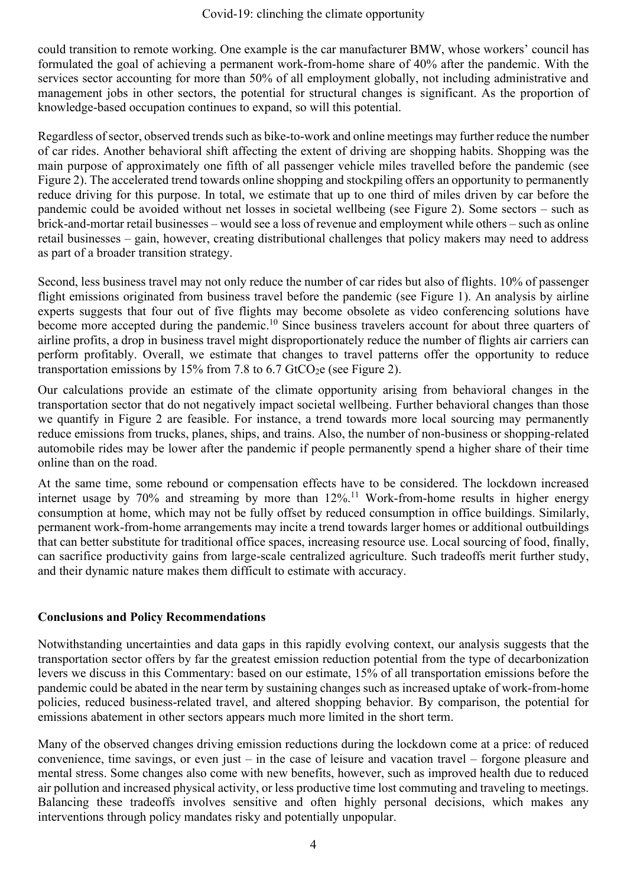could transition to remote working. One example is the car manufacturer BMW, whose workers' council has formulated the goal of achieving a permanent work-from-home share of 40% after the pandemic. With the services sector accounting for more than 50% of all employment globally, not including administrative and management jobs in other sectors, the potential for structural changes is significant. As the proportion of knowledge-based occupation continues to expand, so will this potential.

Regardless of sector, observed trends such as bike-to-work and online meetings may further reduce the number of car rides. Another behavioral shift affecting the extent of driving are shopping habits. Shopping was the main purpose of approximately one fifth of all passenger vehicle miles travelled before the pandemic (see Figure 2). The accelerated trend towards online shopping and stockpiling offers an opportunity to permanently reduce driving for this purpose. In total, we estimate that up to one third of miles driven by car before the pandemic could be avoided without net losses in societal wellbeing (see Figure 2). Some sectors – such as brick-and-mortar retail businesses – would see a loss of revenue and employment while others – such as online retail businesses – gain, however, creating distributional challenges that policy makers may need to address as part of a broader transition strategy.

Second, less business travel may not only reduce the number of car rides but also of flights. 10% of passenger flight emissions originated from business travel before the pandemic (see Figure 1). An analysis by airline experts suggests that four out of five flights may become obsolete as video conferencing solutions have become more accepted during the pandemic.[10] Since business travelers account for about three quarters of airline profits, a drop in business travel might disproportionately reduce the number of flights air carriers can perform profitably. Overall, we estimate that changes to travel patterns offer the opportunity to reduce transportation emissions by 15% from 7.8 to 6.7 $GtCO_2e$ (see Figure 2).

Our calculations provide an estimate of the climate opportunity arising from behavioral changes in the transportation sector that do not negatively impact societal wellbeing. Further behavioral changes than those we quantify in Figure 2 are feasible. For instance, a trend towards more local sourcing may permanently reduce emissions from trucks, planes, ships, and trains. Also, the number of non-business or shopping-related automobile rides may be lower after the pandemic if people permanently spend a higher share of their time online than on the road.

At the same time, some rebound or compensation effects have to be considered. The lockdown increased internet usage by 70% and streaming by more than 12%.[11] Work-from-home results in higher energy consumption at home, which may not be fully offset by reduced consumption in office buildings. Similarly, permanent work-from-home arrangements may incite a trend towards larger homes or additional outbuildings that can better substitute for traditional office spaces, increasing resource use. Local sourcing of food, finally, can sacrifice productivity gains from large-scale centralized agriculture. Such tradeoffs merit further study, and their dynamic nature makes them difficult to estimate with accuracy.

## Conclusions and Policy Recommendations

Notwithstanding uncertainties and data gaps in this rapidly evolving context, our analysis suggests that the transportation sector offers by far the greatest emission reduction potential from the type of decarbonization levers we discuss in this Commentary: based on our estimate, 15% of all transportation emissions before the pandemic could be abated in the near term by sustaining changes such as increased uptake of work-from-home policies, reduced business-related travel, and altered shopping behavior. By comparison, the potential for emissions abatement in other sectors appears much more limited in the short term.

Many of the observed changes driving emission reductions during the lockdown come at a price: of reduced convenience, time savings, or even just – in the case of leisure and vacation travel – forgone pleasure and mental stress. Some changes also come with new benefits, however, such as improved health due to reduced air pollution and increased physical activity, or less productive time lost commuting and traveling to meetings. Balancing these tradeoffs involves sensitive and often highly personal decisions, which makes any interventions through policy mandates risky and potentially unpopular.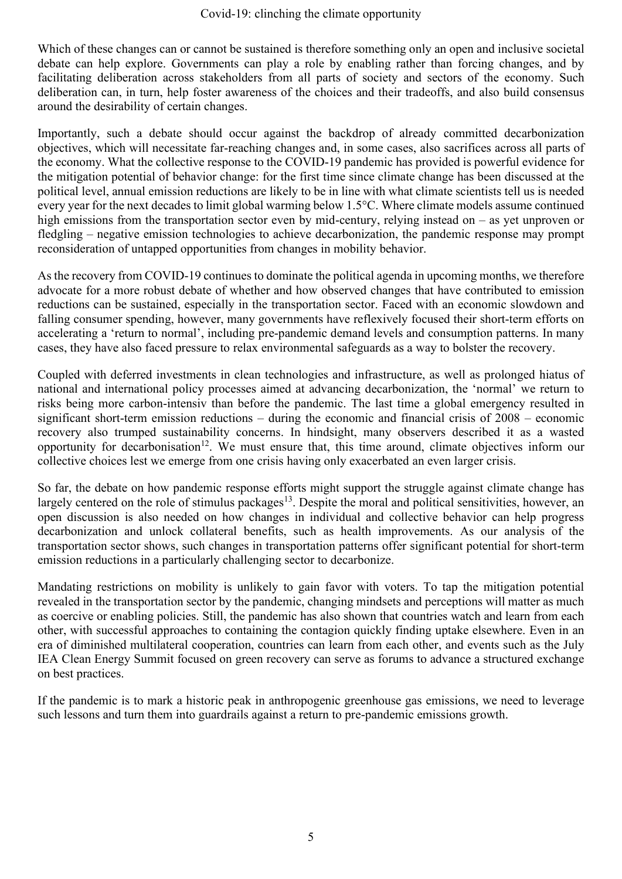Which of these changes can or cannot be sustained is therefore something only an open and inclusive societal debate can help explore. Governments can play a role by enabling rather than forcing changes, and by facilitating deliberation across stakeholders from all parts of society and sectors of the economy. Such deliberation can, in turn, help foster awareness of the choices and their tradeoffs, and also build consensus around the desirability of certain changes.

Importantly, such a debate should occur against the backdrop of already committed decarbonization objectives, which will necessitate far-reaching changes and, in some cases, also sacrifices across all parts of the economy. What the collective response to the COVID-19 pandemic has provided is powerful evidence for the mitigation potential of behavior change: for the first time since climate change has been discussed at the political level, annual emission reductions are likely to be in line with what climate scientists tell us is needed every year for the next decades to limit global warming below 1.5°C. Where climate models assume continued high emissions from the transportation sector even by mid-century, relying instead on – as yet unproven or fledgling – negative emission technologies to achieve decarbonization, the pandemic response may prompt reconsideration of untapped opportunities from changes in mobility behavior.

As the recovery from COVID-19 continues to dominate the political agenda in upcoming months, we therefore advocate for a more robust debate of whether and how observed changes that have contributed to emission reductions can be sustained, especially in the transportation sector. Faced with an economic slowdown and falling consumer spending, however, many governments have reflexively focused their short-term efforts on accelerating a 'return to normal', including pre-pandemic demand levels and consumption patterns. In many cases, they have also faced pressure to relax environmental safeguards as a way to bolster the recovery.

Coupled with deferred investments in clean technologies and infrastructure, as well as prolonged hiatus of national and international policy processes aimed at advancing decarbonization, the 'normal' we return to risks being more carbon-intensiv than before the pandemic. The last time a global emergency resulted in significant short-term emission reductions – during the economic and financial crisis of 2008 – economic recovery also trumped sustainability concerns. In hindsight, many observers described it as a wasted opportunity for decarbonisation[12]. We must ensure that, this time around, climate objectives inform our collective choices lest we emerge from one crisis having only exacerbated an even larger crisis.

So far, the debate on how pandemic response efforts might support the struggle against climate change has largely centered on the role of stimulus packages[13]. Despite the moral and political sensitivities, however, an open discussion is also needed on how changes in individual and collective behavior can help progress decarbonization and unlock collateral benefits, such as health improvements. As our analysis of the transportation sector shows, such changes in transportation patterns offer significant potential for short-term emission reductions in a particularly challenging sector to decarbonize.

Mandating restrictions on mobility is unlikely to gain favor with voters. To tap the mitigation potential revealed in the transportation sector by the pandemic, changing mindsets and perceptions will matter as much as coercive or enabling policies. Still, the pandemic has also shown that countries watch and learn from each other, with successful approaches to containing the contagion quickly finding uptake elsewhere. Even in an era of diminished multilateral cooperation, countries can learn from each other, and events such as the July IEA Clean Energy Summit focused on green recovery can serve as forums to advance a structured exchange on best practices.

If the pandemic is to mark a historic peak in anthropogenic greenhouse gas emissions, we need to leverage such lessons and turn them into guardrails against a return to pre-pandemic emissions growth.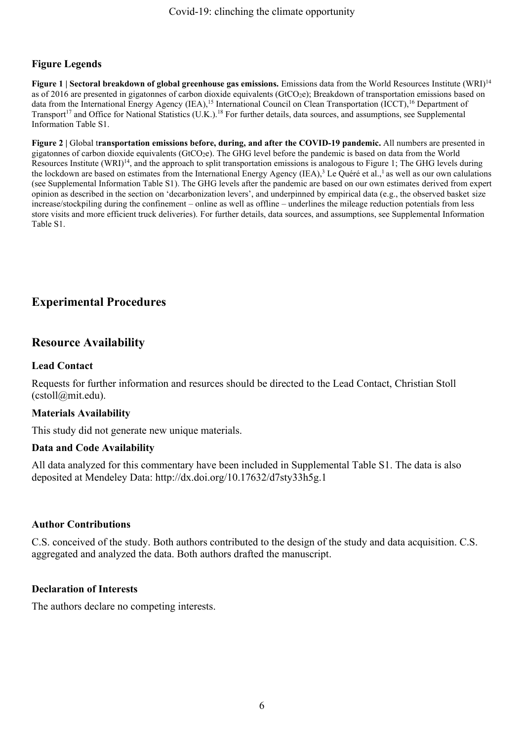### Figure Legends

**Figure 1 | Sectoral breakdown of global greenhouse gas emissions.** Emissions data from the World Resources Institute (WRI)[14] as of 2016 are presented in gigatonnes of carbon dioxide equivalents ($GtCO_2e$); Breakdown of transportation emissions based on data from the International Energy Agency (IEA),[15] International Council on Clean Transportation (ICCT),[16] Department of Transport[17] and Office for National Statistics (U.K.).[18] For further details, data sources, and assumptions, see Supplemental Information Table S1.

**Figure 2 |** Global t**ransportation emissions before, during, and after the COVID-19 pandemic.** All numbers are presented in gigatonnes of carbon dioxide equivalents ($GtCO_2e$). The GHG level before the pandemic is based on data from the World Resources Institute (WRI)[14], and the approach to split transportation emissions is analogous to Figure 1; The GHG levels during the lockdown are based on estimates from the International Energy Agency (IEA),[3] Le Quéré et al.,[1] as well as our own calulations (see Supplemental Information Table S1). The GHG levels after the pandemic are based on our own estimates derived from expert opinion as described in the section on 'decarbonization levers', and underpinned by empirical data (e.g., the observed basket size increase/stockpiling during the confinement – online as well as offline – underlines the mileage reduction potentials from less store visits and more efficient truck deliveries). For further details, data sources, and assumptions, see Supplemental Information Table S1.

## Experimental Procedures

## Resource Availability

### Lead Contact

Requests for further information and resources should be directed to the Lead Contact, Christian Stoll (cstoll@mit.edu).

### Materials Availability

This study did not generate new unique materials.

### Data and Code Availability

All data analyzed for this commentary have been included in Supplemental Table S1. The data is also deposited at Mendeley Data: http://dx.doi.org/10.17632/d7sty33h5g.1

### Author Contributions

C.S. conceived of the study. Both authors contributed to the design of the study and data acquisition. C.S. aggregated and analyzed the data. Both authors drafted the manuscript.

### Declaration of Interests

The authors declare no competing interests.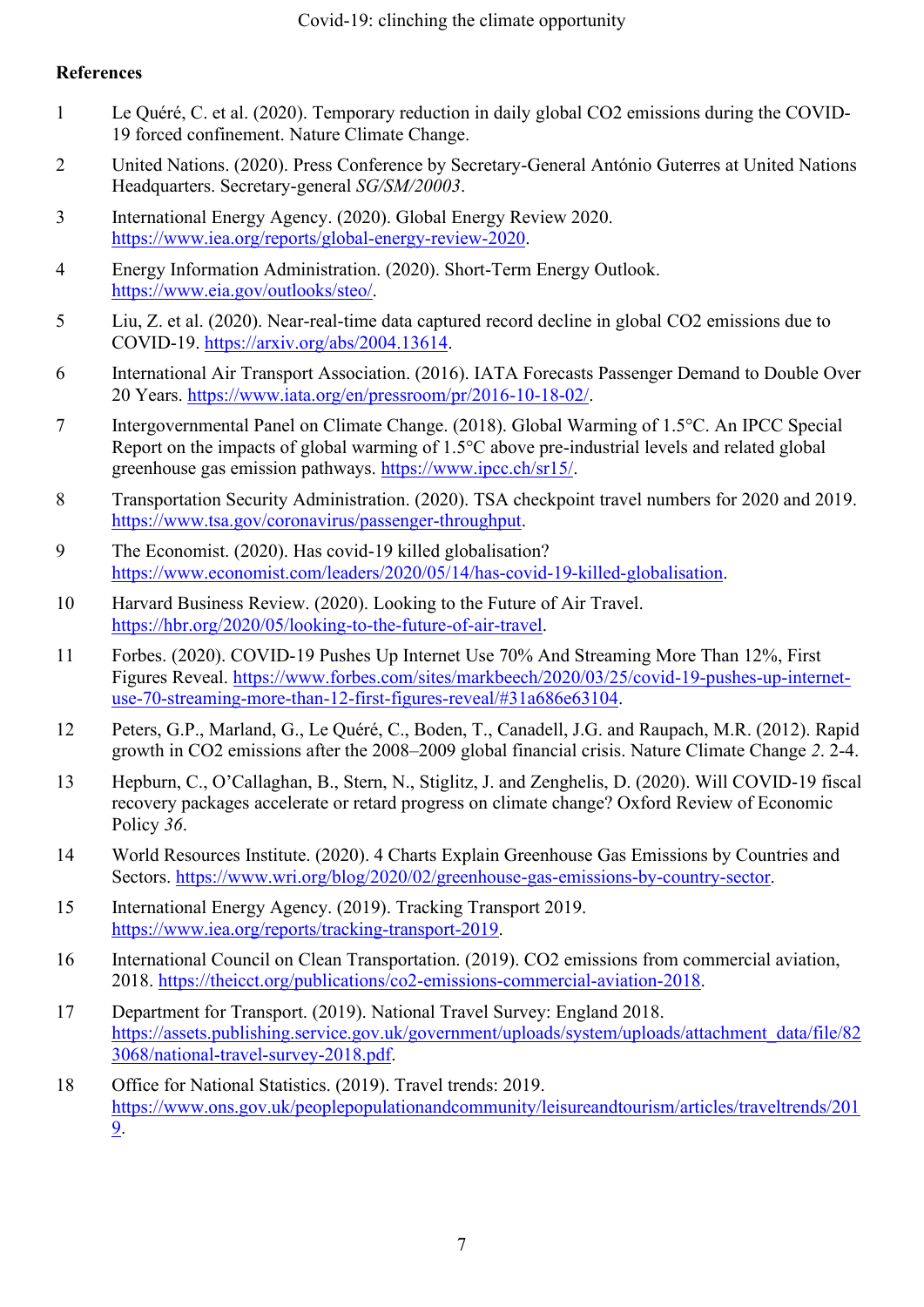## References

1. Le Quéré, C. et al. (2020). Temporary reduction in daily global $CO_2$ emissions during the COVID-19 forced confinement. Nature Climate Change.
2. United Nations. (2020). Press Conference by Secretary-General António Guterres at United Nations Headquarters. Secretary-general *SG/SM/20003*.
3. International Energy Agency. (2020). Global Energy Review 2020. https://www.iea.org/reports/global-energy-review-2020.
4. Energy Information Administration. (2020). Short-Term Energy Outlook. https://www.eia.gov/outlooks/steo/.
5. Liu, Z. et al. (2020). Near-real-time data captured record decline in global $CO_2$ emissions due to COVID-19. https://arxiv.org/abs/2004.13614.
6. International Air Transport Association. (2016). IATA Forecasts Passenger Demand to Double Over 20 Years. https://www.iata.org/en/pressroom/pr/2016-10-18-02/.
7. Intergovernmental Panel on Climate Change. (2018). Global Warming of 1.5°C. An IPCC Special Report on the impacts of global warming of 1.5°C above pre-industrial levels and related global greenhouse gas emission pathways. https://www.ipcc.ch/sr15/.
8. Transportation Security Administration. (2020). TSA checkpoint travel numbers for 2020 and 2019. https://www.tsa.gov/coronavirus/passenger-throughput.
9. The Economist. (2020). Has covid-19 killed globalisation? https://www.economist.com/leaders/2020/05/14/has-covid-19-killed-globalisation.
10. Harvard Business Review. (2020). Looking to the Future of Air Travel. https://hbr.org/2020/05/looking-to-the-future-of-air-travel.
11. Forbes. (2020). COVID-19 Pushes Up Internet Use 70% And Streaming More Than 12%, First Figures Reveal. https://www.forbes.com/sites/markbeech/2020/03/25/covid-19-pushes-up-internet-use-70-streaming-more-than-12-first-figures-reveal/#31a686e63104.
12. Peters, G.P., Marland, G., Le Quéré, C., Boden, T., Canadell, J.G. and Raupach, M.R. (2012). Rapid growth in $CO_2$ emissions after the 2008–2009 global financial crisis. Nature Climate Change *2*. 2-4.
13. Hepburn, C., O'Callaghan, B., Stern, N., Stiglitz, J. and Zenghelis, D. (2020). Will COVID-19 fiscal recovery packages accelerate or retard progress on climate change? Oxford Review of Economic Policy *36*.
14. World Resources Institute. (2020). 4 Charts Explain Greenhouse Gas Emissions by Countries and Sectors. https://www.wri.org/blog/2020/02/greenhouse-gas-emissions-by-country-sector.
15. International Energy Agency. (2019). Tracking Transport 2019. https://www.iea.org/reports/tracking-transport-2019.
16. International Council on Clean Transportation. (2019). $CO_2$ emissions from commercial aviation, 2018. https://theicct.org/publications/co2-emissions-commercial-aviation-2018.
17. Department for Transport. (2019). National Travel Survey: England 2018. https://assets.publishing.service.gov.uk/government/uploads/system/uploads/attachment_data/file/823068/national-travel-survey-2018.pdf.
18. Office for National Statistics. (2019). Travel trends: 2019. https://www.ons.gov.uk/peoplepopulationandcommunity/leisureandtourism/articles/traveltrends/2019.